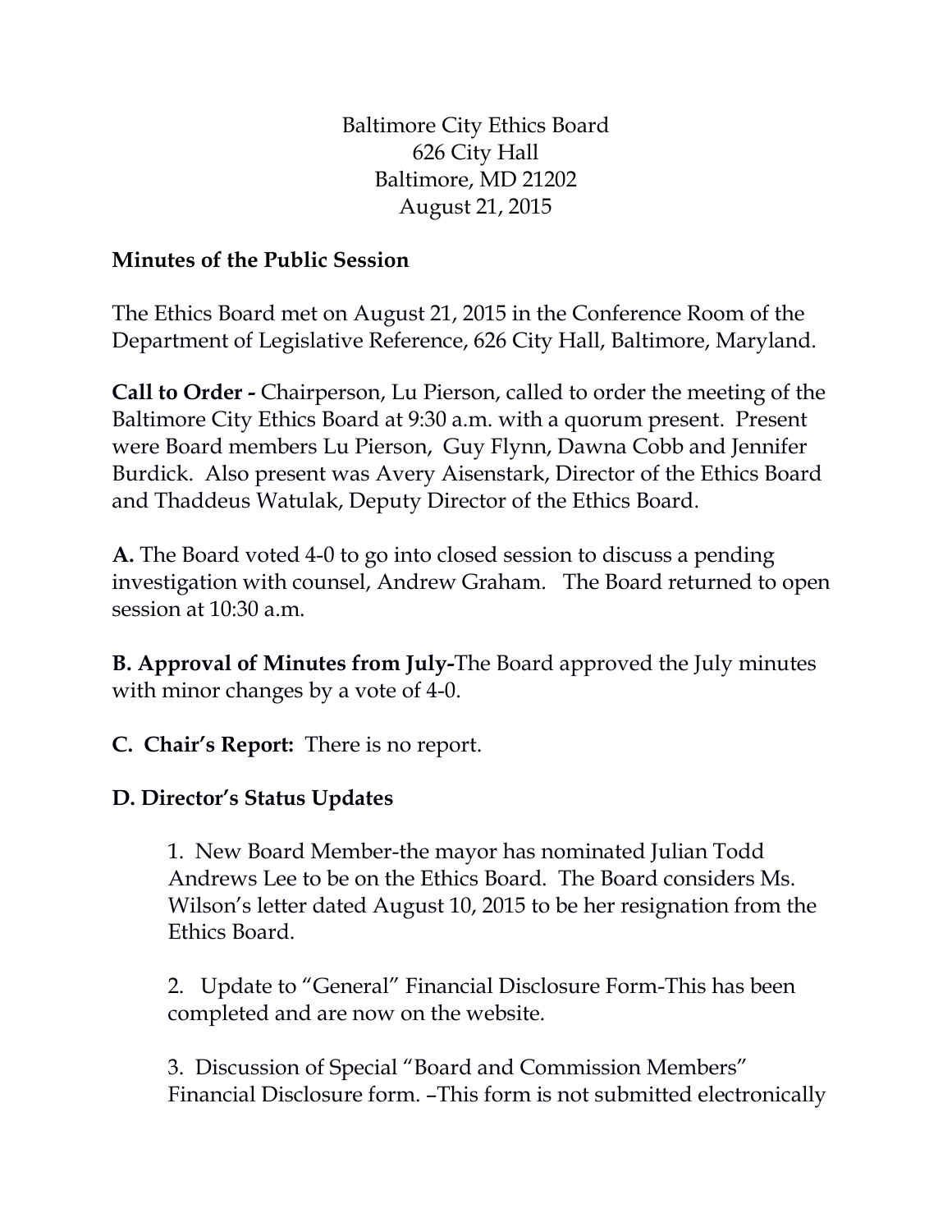Baltimore City Ethics Board
626 City Hall
Baltimore, MD 21202
August 21, 2015

**Minutes of the Public Session**

The Ethics Board met on August 21, 2015 in the Conference Room of the Department of Legislative Reference, 626 City Hall, Baltimore, Maryland.

**Call to Order -** Chairperson, Lu Pierson, called to order the meeting of the Baltimore City Ethics Board at 9:30 a.m. with a quorum present. Present were Board members Lu Pierson, Guy Flynn, Dawna Cobb and Jennifer Burdick. Also present was Avery Aisenstark, Director of the Ethics Board and Thaddeus Watulak, Deputy Director of the Ethics Board.

**A.** The Board voted 4-0 to go into closed session to discuss a pending investigation with counsel, Andrew Graham. The Board returned to open session at 10:30 a.m.

**B. Approval of Minutes from July-**The Board approved the July minutes with minor changes by a vote of 4-0.

**C. Chair's Report:** There is no report.

**D. Director's Status Updates**

1. New Board Member-the mayor has nominated Julian Todd Andrews Lee to be on the Ethics Board. The Board considers Ms. Wilson's letter dated August 10, 2015 to be her resignation from the Ethics Board.

2. Update to "General" Financial Disclosure Form-This has been completed and are now on the website.

3. Discussion of Special "Board and Commission Members" Financial Disclosure form. –This form is not submitted electronically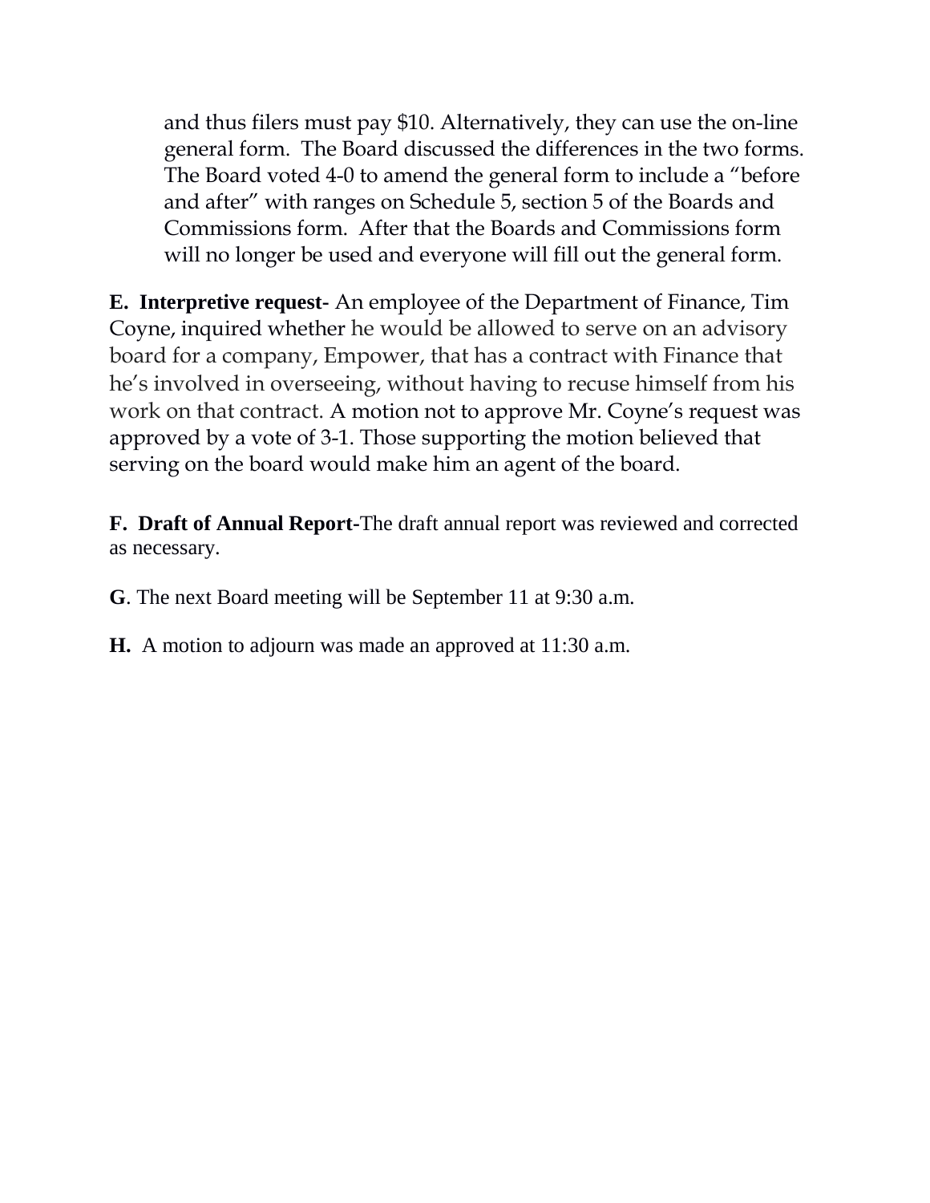and thus filers must pay $10. Alternatively, they can use the on-line general form. The Board discussed the differences in the two forms. The Board voted 4-0 to amend the general form to include a "before and after" with ranges on Schedule 5, section 5 of the Boards and Commissions form. After that the Boards and Commissions form will no longer be used and everyone will fill out the general form.

**E. Interpretive request-** An employee of the Department of Finance, Tim Coyne, inquired whether he would be allowed to serve on an advisory board for a company, Empower, that has a contract with Finance that he's involved in overseeing, without having to recuse himself from his work on that contract. A motion not to approve Mr. Coyne's request was approved by a vote of 3-1. Those supporting the motion believed that serving on the board would make him an agent of the board.

**F. Draft of Annual Report-**The draft annual report was reviewed and corrected as necessary.

**G**. The next Board meeting will be September 11 at 9:30 a.m.

**H.** A motion to adjourn was made an approved at 11:30 a.m.